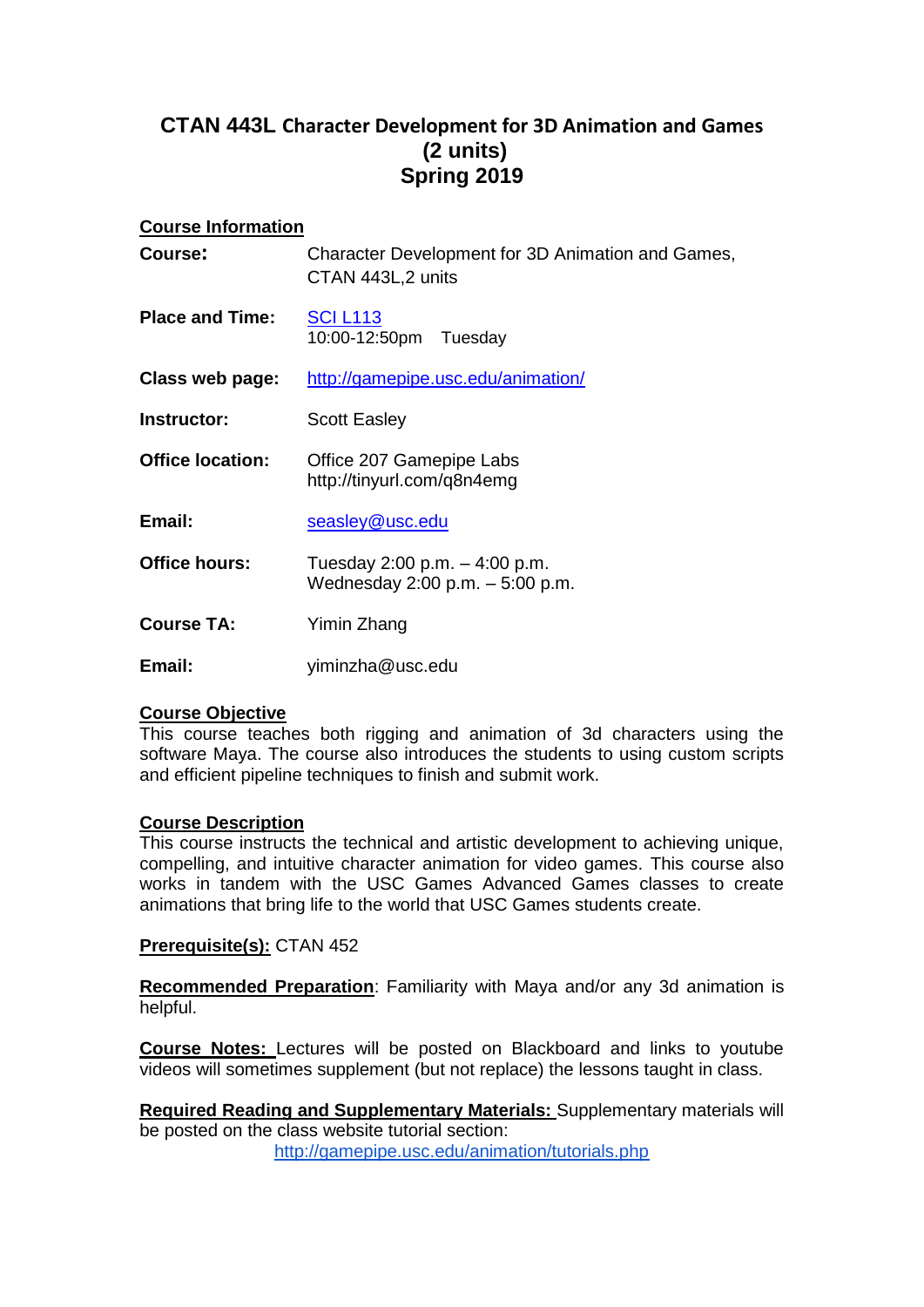# CTAN 443L Character Development for 3D Animation and Games (2 units) Spring 2019

## Course Information

**Course:** Character Development for 3D Animation and Games, CTAN 443L,2 units

**Place and Time:** [SCI L113](SCI L113)
10:00-12:50pm Tuesday

**Class web page:** [http://gamepipe.usc.edu/animation/](http://gamepipe.usc.edu/animation/)

**Instructor:** Scott Easley

**Office location:** Office 207 Gamepipe Labs
http://tinyurl.com/q8n4emg

**Email:** [seasley@usc.edu](mailto:seasley@usc.edu)

**Office hours:** Tuesday 2:00 p.m. – 4:00 p.m.
Wednesday 2:00 p.m. – 5:00 p.m.

**Course TA:** Yimin Zhang

**Email:** yiminzha@usc.edu

**Course Objective**

This course teaches both rigging and animation of 3d characters using the software Maya. The course also introduces the students to using custom scripts and efficient pipeline techniques to finish and submit work.

**Course Description**

This course instructs the technical and artistic development to achieving unique, compelling, and intuitive character animation for video games. This course also works in tandem with the USC Games Advanced Games classes to create animations that bring life to the world that USC Games students create.

**Prerequisite(s):** CTAN 452

**Recommended Preparation**: Familiarity with Maya and/or any 3d animation is helpful.

**Course Notes:** Lectures will be posted on Blackboard and links to youtube videos will sometimes supplement (but not replace) the lessons taught in class.

**Required Reading and Supplementary Materials:** Supplementary materials will be posted on the class website tutorial section:
[http://gamepipe.usc.edu/animation/tutorials.php](http://gamepipe.usc.edu/animation/tutorials.php)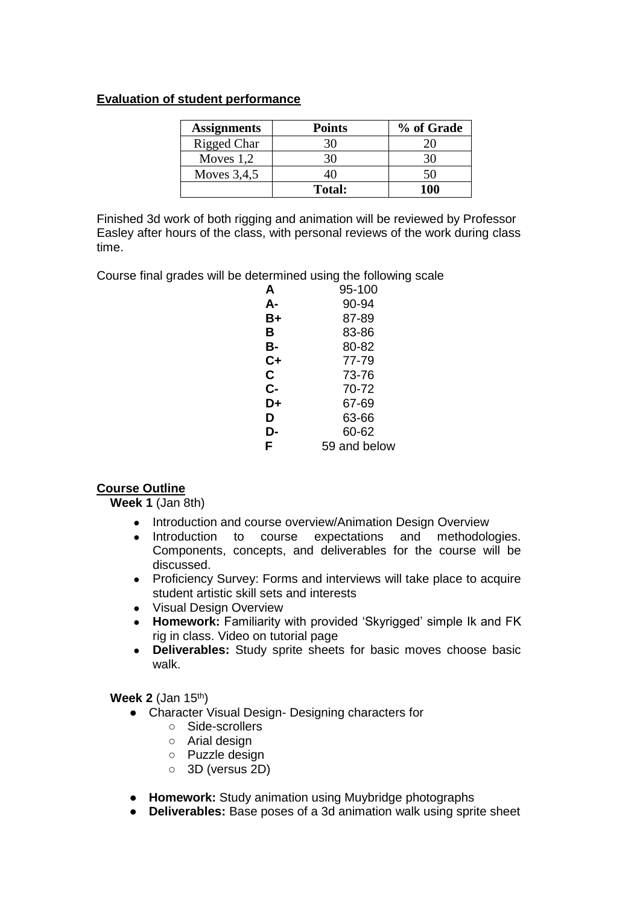**Evaluation of student performance**

| Assignments | Points | % of Grade |
|---|---|---|
| Rigged Char | 30 | 20 |
| Moves 1,2 | 30 | 30 |
| Moves 3,4,5 | 40 | 50 |
| | **Total:** | **100** |

Finished 3d work of both rigging and animation will be reviewed by Professor Easley after hours of the class, with personal reviews of the work during class time.

Course final grades will be determined using the following scale

| | |
|---|---|
| **A** | 95-100 |
| **A-** | 90-94 |
| **B+** | 87-89 |
| **B** | 83-86 |
| **B-** | 80-82 |
| **C+** | 77-79 |
| **C** | 73-76 |
| **C-** | 70-72 |
| **D+** | 67-69 |
| **D** | 63-66 |
| **D-** | 60-62 |
| **F** | 59 and below |

**Course Outline**

**Week 1** (Jan 8th)

- Introduction and course overview/Animation Design Overview
- Introduction to course expectations and methodologies. Components, concepts, and deliverables for the course will be discussed.
- Proficiency Survey: Forms and interviews will take place to acquire student artistic skill sets and interests
- Visual Design Overview
- **Homework:** Familiarity with provided 'Skyrigged' simple Ik and FK rig in class. Video on tutorial page
- **Deliverables:** Study sprite sheets for basic moves choose basic walk.

**Week 2** (Jan 15th)

- Character Visual Design- Designing characters for
  - Side-scrollers
  - Arial design
  - Puzzle design
  - 3D (versus 2D)
- **Homework:** Study animation using Muybridge photographs
- **Deliverables:** Base poses of a 3d animation walk using sprite sheet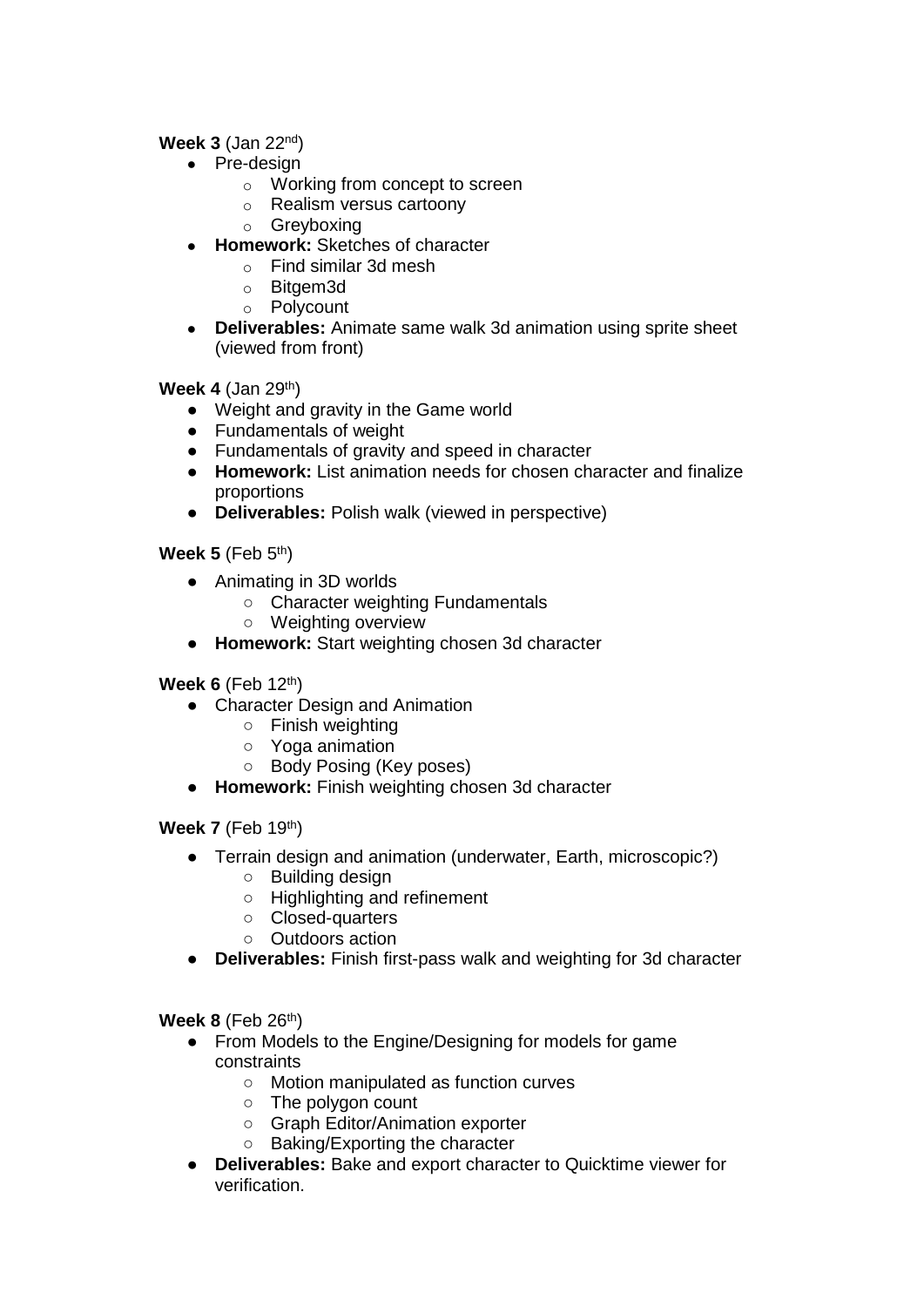**Week 3** (Jan 22nd)

- Pre-design
  - Working from concept to screen
  - Realism versus cartoony
  - Greyboxing
- **Homework:** Sketches of character
  - Find similar 3d mesh
  - Bitgem3d
  - Polycount
- **Deliverables:** Animate same walk 3d animation using sprite sheet (viewed from front)

**Week 4** (Jan 29th)

- Weight and gravity in the Game world
- Fundamentals of weight
- Fundamentals of gravity and speed in character
- **Homework:** List animation needs for chosen character and finalize proportions
- **Deliverables:** Polish walk (viewed in perspective)

**Week 5** (Feb 5th)

- Animating in 3D worlds
  - Character weighting Fundamentals
  - Weighting overview
- **Homework:** Start weighting chosen 3d character

**Week 6** (Feb 12th)

- Character Design and Animation
  - Finish weighting
  - Yoga animation
  - Body Posing (Key poses)
- **Homework:** Finish weighting chosen 3d character

**Week 7** (Feb 19th)

- Terrain design and animation (underwater, Earth, microscopic?)
  - Building design
  - Highlighting and refinement
  - Closed-quarters
  - Outdoors action
- **Deliverables:** Finish first-pass walk and weighting for 3d character

**Week 8** (Feb 26th)

- From Models to the Engine/Designing for models for game constraints
  - Motion manipulated as function curves
  - The polygon count
  - Graph Editor/Animation exporter
  - Baking/Exporting the character
- **Deliverables:** Bake and export character to Quicktime viewer for verification.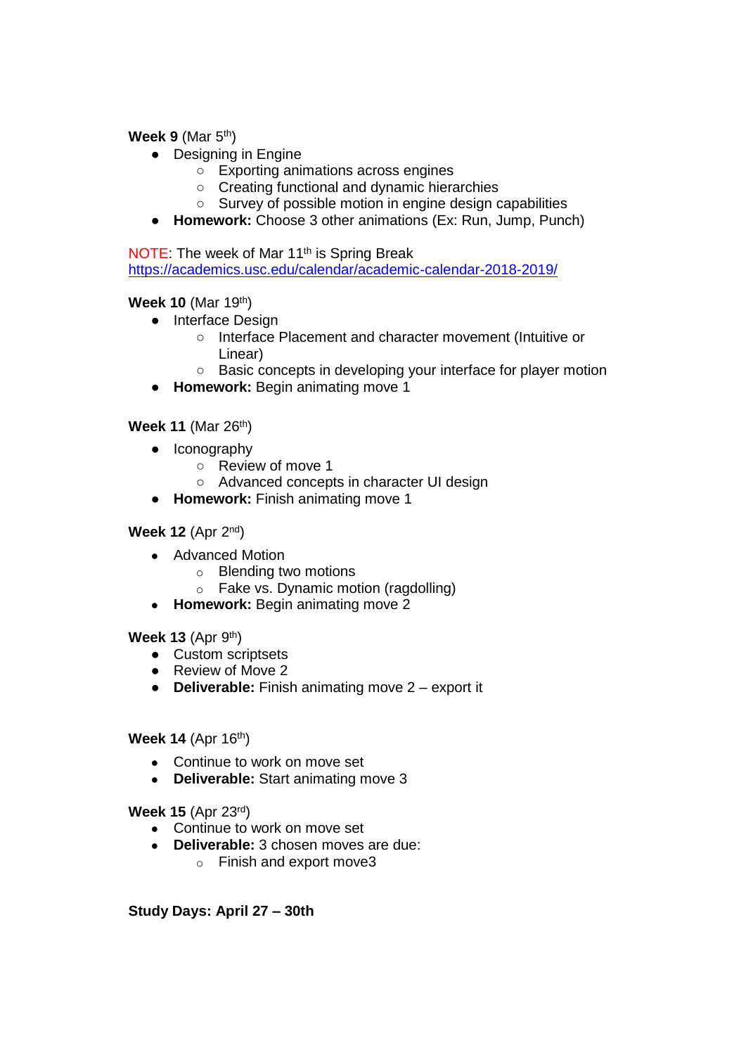**Week 9** (Mar 5th)

- Designing in Engine
    - Exporting animations across engines
    - Creating functional and dynamic hierarchies
    - Survey of possible motion in engine design capabilities
- **Homework:** Choose 3 other animations (Ex: Run, Jump, Punch)

NOTE: The week of Mar 11th is Spring Break
https://academics.usc.edu/calendar/academic-calendar-2018-2019/

**Week 10** (Mar 19th)

- Interface Design
    - Interface Placement and character movement (Intuitive or Linear)
    - Basic concepts in developing your interface for player motion
- **Homework:** Begin animating move 1

**Week 11** (Mar 26th)

- Iconography
    - Review of move 1
    - Advanced concepts in character UI design
- **Homework:** Finish animating move 1

**Week 12** (Apr 2nd)

- Advanced Motion
    - Blending two motions
    - Fake vs. Dynamic motion (ragdolling)
- **Homework:** Begin animating move 2

**Week 13** (Apr 9th)

- Custom scriptsets
- Review of Move 2
- **Deliverable:** Finish animating move 2 – export it

**Week 14** (Apr 16th)

- Continue to work on move set
- **Deliverable:** Start animating move 3

**Week 15** (Apr 23rd)

- Continue to work on move set
- **Deliverable:** 3 chosen moves are due:
    - Finish and export move3

**Study Days: April 27 – 30th**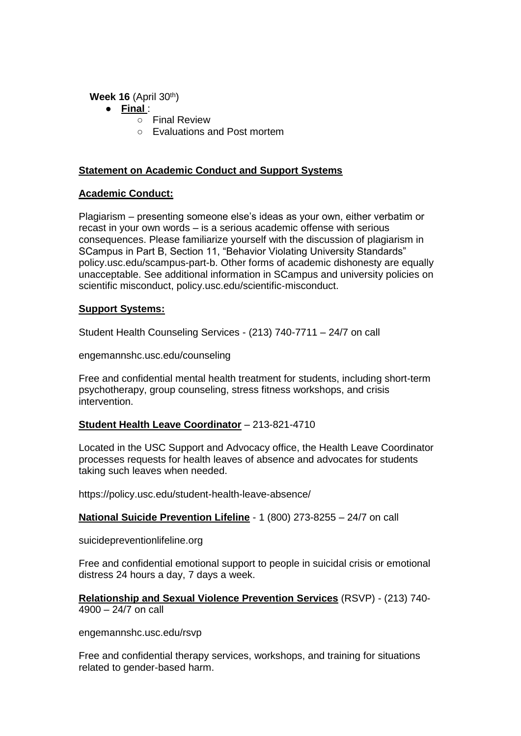**Week 16** (April 30th)

- **Final** :
  - Final Review
  - Evaluations and Post mortem

**Statement on Academic Conduct and Support Systems**

**Academic Conduct:**

Plagiarism – presenting someone else's ideas as your own, either verbatim or recast in your own words – is a serious academic offense with serious consequences. Please familiarize yourself with the discussion of plagiarism in SCampus in Part B, Section 11, "Behavior Violating University Standards" policy.usc.edu/scampus-part-b. Other forms of academic dishonesty are equally unacceptable. See additional information in SCampus and university policies on scientific misconduct, policy.usc.edu/scientific-misconduct.

**Support Systems:**

Student Health Counseling Services - (213) 740-7711 – 24/7 on call

engemannshc.usc.edu/counseling

Free and confidential mental health treatment for students, including short-term psychotherapy, group counseling, stress fitness workshops, and crisis intervention.

**Student Health Leave Coordinator** – 213-821-4710

Located in the USC Support and Advocacy office, the Health Leave Coordinator processes requests for health leaves of absence and advocates for students taking such leaves when needed.

https://policy.usc.edu/student-health-leave-absence/

**National Suicide Prevention Lifeline** - 1 (800) 273-8255 – 24/7 on call

suicidepreventionlifeline.org

Free and confidential emotional support to people in suicidal crisis or emotional distress 24 hours a day, 7 days a week.

**Relationship and Sexual Violence Prevention Services** (RSVP) - (213) 740-4900 – 24/7 on call

engemannshc.usc.edu/rsvp

Free and confidential therapy services, workshops, and training for situations related to gender-based harm.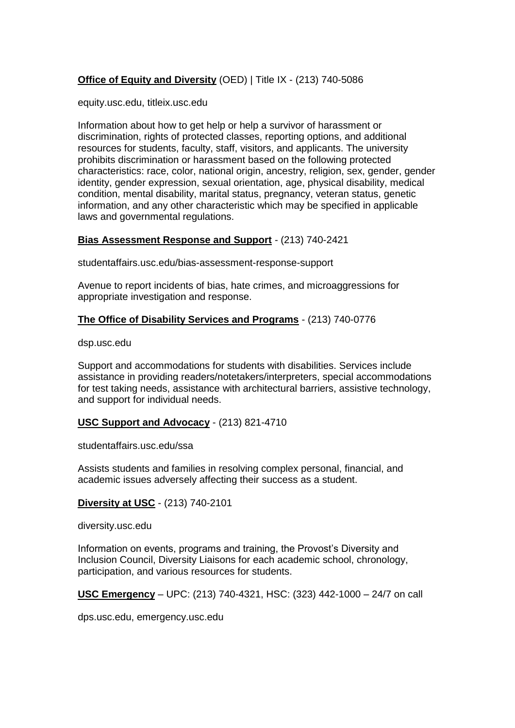**Office of Equity and Diversity** (OED) | Title IX - (213) 740-5086

equity.usc.edu, titleix.usc.edu

Information about how to get help or help a survivor of harassment or discrimination, rights of protected classes, reporting options, and additional resources for students, faculty, staff, visitors, and applicants. The university prohibits discrimination or harassment based on the following protected characteristics: race, color, national origin, ancestry, religion, sex, gender, gender identity, gender expression, sexual orientation, age, physical disability, medical condition, mental disability, marital status, pregnancy, veteran status, genetic information, and any other characteristic which may be specified in applicable laws and governmental regulations.

**Bias Assessment Response and Support** - (213) 740-2421

studentaffairs.usc.edu/bias-assessment-response-support

Avenue to report incidents of bias, hate crimes, and microaggressions for appropriate investigation and response.

**The Office of Disability Services and Programs** - (213) 740-0776

dsp.usc.edu

Support and accommodations for students with disabilities. Services include assistance in providing readers/notetakers/interpreters, special accommodations for test taking needs, assistance with architectural barriers, assistive technology, and support for individual needs.

**USC Support and Advocacy** - (213) 821-4710

studentaffairs.usc.edu/ssa

Assists students and families in resolving complex personal, financial, and academic issues adversely affecting their success as a student.

**Diversity at USC** - (213) 740-2101

diversity.usc.edu

Information on events, programs and training, the Provost's Diversity and Inclusion Council, Diversity Liaisons for each academic school, chronology, participation, and various resources for students.

**USC Emergency** – UPC: (213) 740-4321, HSC: (323) 442-1000 – 24/7 on call

dps.usc.edu, emergency.usc.edu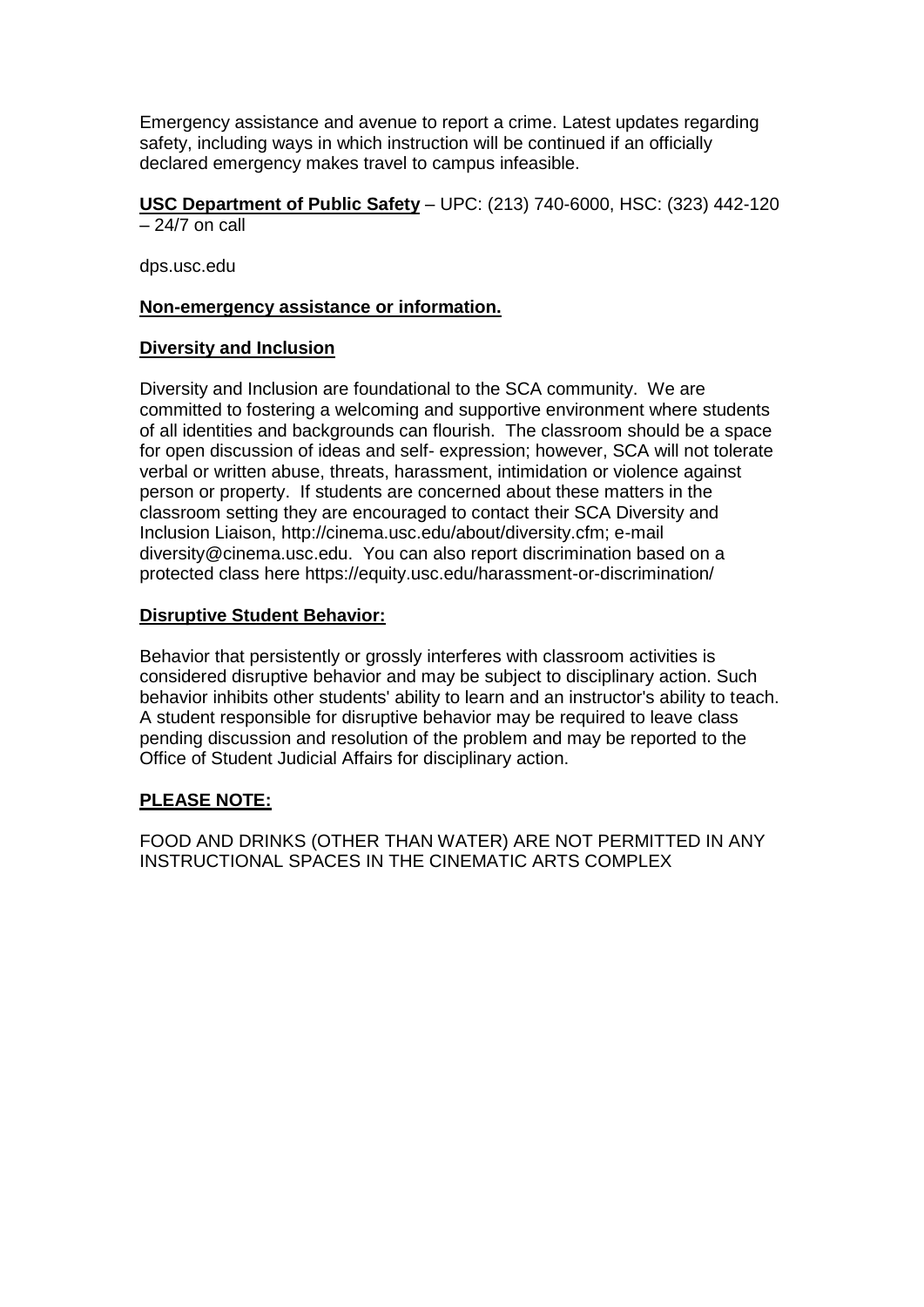Emergency assistance and avenue to report a crime. Latest updates regarding safety, including ways in which instruction will be continued if an officially declared emergency makes travel to campus infeasible.

**USC Department of Public Safety** – UPC: (213) 740-6000, HSC: (323) 442-120 – 24/7 on call

dps.usc.edu

**Non-emergency assistance or information.**

**Diversity and Inclusion**

Diversity and Inclusion are foundational to the SCA community. We are committed to fostering a welcoming and supportive environment where students of all identities and backgrounds can flourish. The classroom should be a space for open discussion of ideas and self- expression; however, SCA will not tolerate verbal or written abuse, threats, harassment, intimidation or violence against person or property. If students are concerned about these matters in the classroom setting they are encouraged to contact their SCA Diversity and Inclusion Liaison, http://cinema.usc.edu/about/diversity.cfm; e-mail diversity@cinema.usc.edu. You can also report discrimination based on a protected class here https://equity.usc.edu/harassment-or-discrimination/

**Disruptive Student Behavior:**

Behavior that persistently or grossly interferes with classroom activities is considered disruptive behavior and may be subject to disciplinary action. Such behavior inhibits other students' ability to learn and an instructor's ability to teach. A student responsible for disruptive behavior may be required to leave class pending discussion and resolution of the problem and may be reported to the Office of Student Judicial Affairs for disciplinary action.

**PLEASE NOTE:**

FOOD AND DRINKS (OTHER THAN WATER) ARE NOT PERMITTED IN ANY INSTRUCTIONAL SPACES IN THE CINEMATIC ARTS COMPLEX